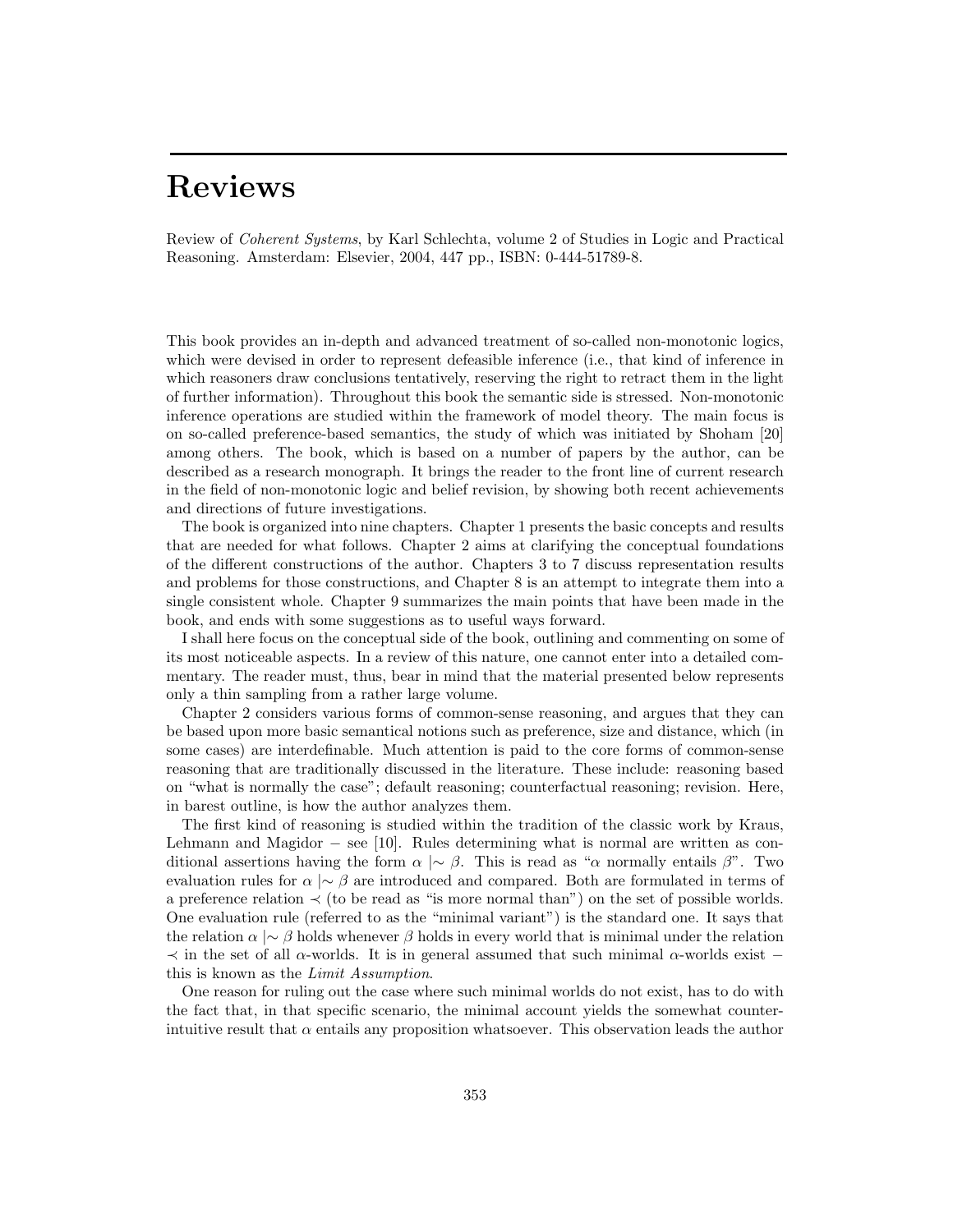# Reviews

Review of *Coherent Systems*, by Karl Schlechta, volume 2 of Studies in Logic and Practical Reasoning. Amsterdam: Elsevier, 2004, 447 pp., ISBN: 0-444-51789-8.

This book provides an in-depth and advanced treatment of so-called non-monotonic logics, which were devised in order to represent defeasible inference (i.e., that kind of inference in which reasoners draw conclusions tentatively, reserving the right to retract them in the light of further information). Throughout this book the semantic side is stressed. Non-monotonic inference operations are studied within the framework of model theory. The main focus is on so-called preference-based semantics, the study of which was initiated by Shoham [20] among others. The book, which is based on a number of papers by the author, can be described as a research monograph. It brings the reader to the front line of current research in the field of non-monotonic logic and belief revision, by showing both recent achievements and directions of future investigations.

The book is organized into nine chapters. Chapter 1 presents the basic concepts and results that are needed for what follows. Chapter 2 aims at clarifying the conceptual foundations of the different constructions of the author. Chapters 3 to 7 discuss representation results and problems for those constructions, and Chapter 8 is an attempt to integrate them into a single consistent whole. Chapter 9 summarizes the main points that have been made in the book, and ends with some suggestions as to useful ways forward.

I shall here focus on the conceptual side of the book, outlining and commenting on some of its most noticeable aspects. In a review of this nature, one cannot enter into a detailed commentary. The reader must, thus, bear in mind that the material presented below represents only a thin sampling from a rather large volume.

Chapter 2 considers various forms of common-sense reasoning, and argues that they can be based upon more basic semantical notions such as preference, size and distance, which (in some cases) are interdefinable. Much attention is paid to the core forms of common-sense reasoning that are traditionally discussed in the literature. These include: reasoning based on "what is normally the case"; default reasoning; counterfactual reasoning; revision. Here, in barest outline, is how the author analyzes them.

The first kind of reasoning is studied within the tradition of the classic work by Kraus, Lehmann and Magidor – see [10]. Rules determining what is normal are written as conditional assertions having the form $\alpha \mid\sim \beta$. This is read as "$\alpha$ normally entails $\beta$". Two evaluation rules for $\alpha \mid\sim \beta$ are introduced and compared. Both are formulated in terms of a preference relation $\prec$ (to be read as "is more normal than") on the set of possible worlds. One evaluation rule (referred to as the "minimal variant") is the standard one. It says that the relation $\alpha \mid\sim \beta$ holds whenever $\beta$ holds in every world that is minimal under the relation $\prec$ in the set of all $\alpha$-worlds. It is in general assumed that such minimal $\alpha$-worlds exist – this is known as the *Limit Assumption*.

One reason for ruling out the case where such minimal worlds do not exist, has to do with the fact that, in that specific scenario, the minimal account yields the somewhat counter-intuitive result that $\alpha$ entails any proposition whatsoever. This observation leads the author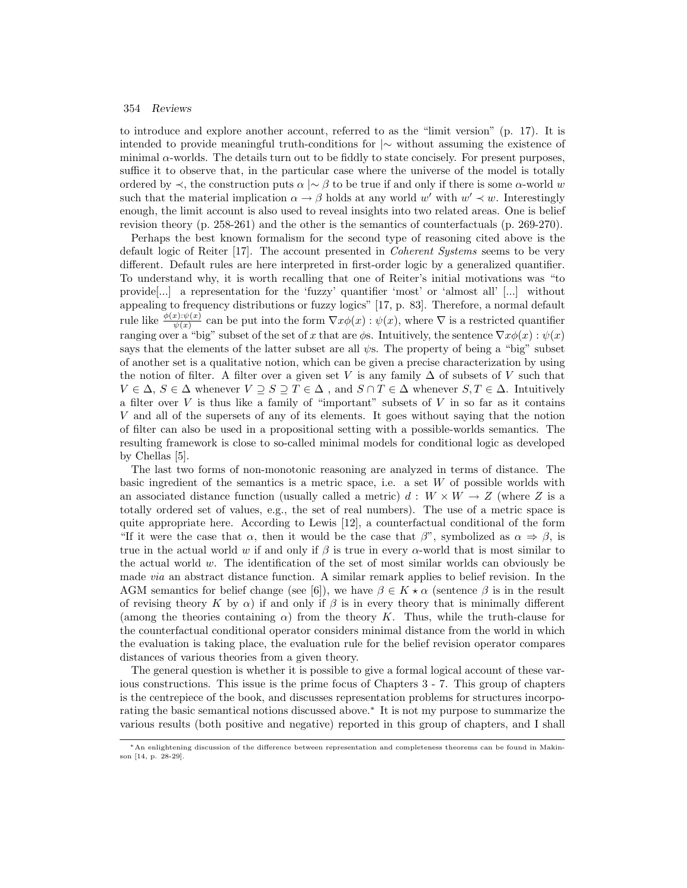to introduce and explore another account, referred to as the "limit version" (p. 17). It is intended to provide meaningful truth-conditions for $|\!\sim$ without assuming the existence of minimal $\alpha$-worlds. The details turn out to be fiddly to state concisely. For present purposes, suffice it to observe that, in the particular case where the universe of the model is totally ordered by $\prec$, the construction puts $\alpha \mathrel{|\!\sim} \beta$ to be true if and only if there is some $\alpha$-world $w$ such that the material implication $\alpha \to \beta$ holds at any world $w'$ with $w' \prec w$. Interestingly enough, the limit account is also used to reveal insights into two related areas. One is belief revision theory (p. 258-261) and the other is the semantics of counterfactuals (p. 269-270).

Perhaps the best known formalism for the second type of reasoning cited above is the default logic of Reiter [17]. The account presented in *Coherent Systems* seems to be very different. Default rules are here interpreted in first-order logic by a generalized quantifier. To understand why, it is worth recalling that one of Reiter's initial motivations was "to provide[...] a representation for the 'fuzzy' quantifier 'most' or 'almost all' [...] without appealing to frequency distributions or fuzzy logics" [17, p. 83]. Therefore, a normal default rule like $\frac{\phi(x):\psi(x)}{\psi(x)}$ can be put into the form $\nabla x\phi(x) : \psi(x)$, where $\nabla$ is a restricted quantifier ranging over a "big" subset of the set of $x$ that are $\phi$s. Intuitively, the sentence $\nabla x\phi(x) : \psi(x)$ says that the elements of the latter subset are all $\psi$s. The property of being a "big" subset of another set is a qualitative notion, which can be given a precise characterization by using the notion of filter. A filter over a given set $V$ is any family $\Delta$ of subsets of $V$ such that $V \in \Delta$, $S \in \Delta$ whenever $V \supseteq S \supseteq T \in \Delta$ , and $S \cap T \in \Delta$ whenever $S, T \in \Delta$. Intuitively a filter over $V$ is thus like a family of "important" subsets of $V$ in so far as it contains $V$ and all of the supersets of any of its elements. It goes without saying that the notion of filter can also be used in a propositional setting with a possible-worlds semantics. The resulting framework is close to so-called minimal models for conditional logic as developed by Chellas [5].

The last two forms of non-monotonic reasoning are analyzed in terms of distance. The basic ingredient of the semantics is a metric space, i.e. a set $W$ of possible worlds with an associated distance function (usually called a metric) $d : W \times W \to Z$ (where $Z$ is a totally ordered set of values, e.g., the set of real numbers). The use of a metric space is quite appropriate here. According to Lewis [12], a counterfactual conditional of the form "If it were the case that $\alpha$, then it would be the case that $\beta$", symbolized as $\alpha \Rightarrow \beta$, is true in the actual world $w$ if and only if $\beta$ is true in every $\alpha$-world that is most similar to the actual world $w$. The identification of the set of most similar worlds can obviously be made *via* an abstract distance function. A similar remark applies to belief revision. In the AGM semantics for belief change (see [6]), we have $\beta \in K \star \alpha$ (sentence $\beta$ is in the result of revising theory $K$ by $\alpha$) if and only if $\beta$ is in every theory that is minimally different (among the theories containing $\alpha$) from the theory $K$. Thus, while the truth-clause for the counterfactual conditional operator considers minimal distance from the world in which the evaluation is taking place, the evaluation rule for the belief revision operator compares distances of various theories from a given theory.

The general question is whether it is possible to give a formal logical account of these various constructions. This issue is the prime focus of Chapters 3 - 7. This group of chapters is the centrepiece of the book, and discusses representation problems for structures incorporating the basic semantical notions discussed above.* It is not my purpose to summarize the various results (both positive and negative) reported in this group of chapters, and I shall

*An enlightening discussion of the difference between representation and completeness theorems can be found in Makinson [14, p. 28-29].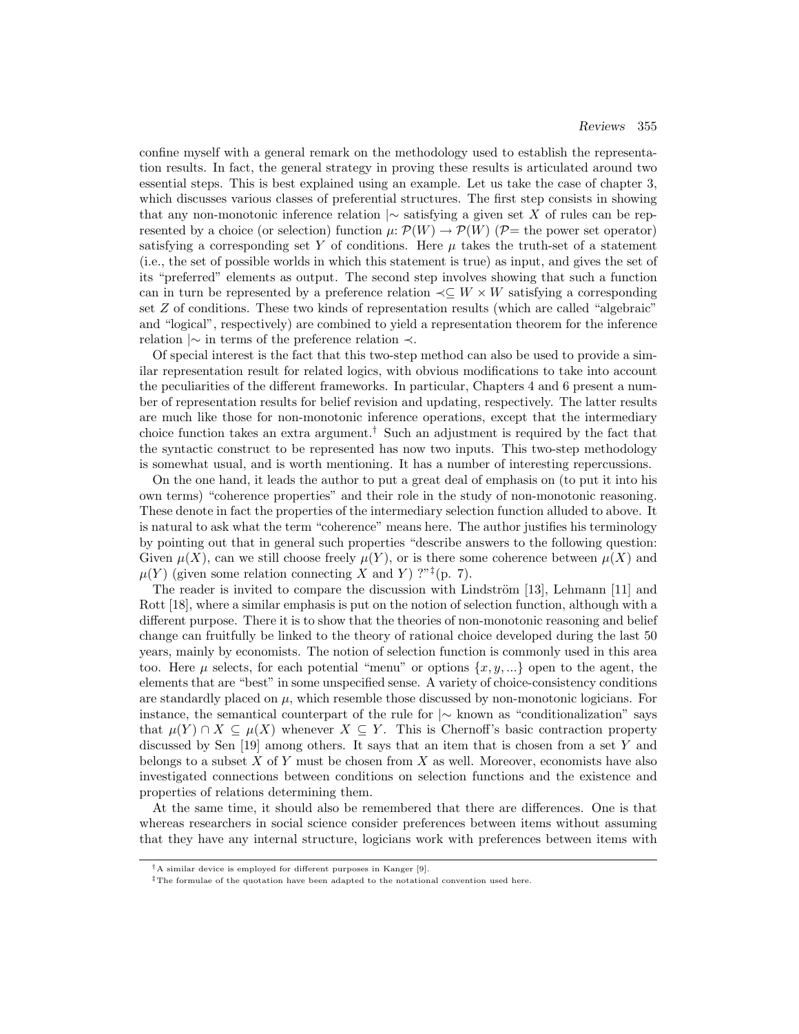confine myself with a general remark on the methodology used to establish the representation results. In fact, the general strategy in proving these results is articulated around two essential steps. This is best explained using an example. Let us take the case of chapter 3, which discusses various classes of preferential structures. The first step consists in showing that any non-monotonic inference relation $|\!\sim$ satisfying a given set $X$ of rules can be represented by a choice (or selection) function $\mu$: $\mathcal{P}(W) \to \mathcal{P}(W)$ ($\mathcal{P}$= the power set operator) satisfying a corresponding set $Y$ of conditions. Here $\mu$ takes the truth-set of a statement (i.e., the set of possible worlds in which this statement is true) as input, and gives the set of its "preferred" elements as output. The second step involves showing that such a function can in turn be represented by a preference relation $\prec \subseteq W \times W$ satisfying a corresponding set $Z$ of conditions. These two kinds of representation results (which are called "algebraic" and "logical", respectively) are combined to yield a representation theorem for the inference relation $|\!\sim$ in terms of the preference relation $\prec$.

Of special interest is the fact that this two-step method can also be used to provide a similar representation result for related logics, with obvious modifications to take into account the peculiarities of the different frameworks. In particular, Chapters 4 and 6 present a number of representation results for belief revision and updating, respectively. The latter results are much like those for non-monotonic inference operations, except that the intermediary choice function takes an extra argument.[†] Such an adjustment is required by the fact that the syntactic construct to be represented has now two inputs. This two-step methodology is somewhat usual, and is worth mentioning. It has a number of interesting repercussions.

On the one hand, it leads the author to put a great deal of emphasis on (to put it into his own terms) "coherence properties" and their role in the study of non-monotonic reasoning. These denote in fact the properties of the intermediary selection function alluded to above. It is natural to ask what the term "coherence" means here. The author justifies his terminology by pointing out that in general such properties "describe answers to the following question: Given $\mu(X)$, can we still choose freely $\mu(Y)$, or is there some coherence between $\mu(X)$ and $\mu(Y)$ (given some relation connecting $X$ and $Y$) ?"[‡](p. 7).

The reader is invited to compare the discussion with Lindström [13], Lehmann [11] and Rott [18], where a similar emphasis is put on the notion of selection function, although with a different purpose. There it is to show that the theories of non-monotonic reasoning and belief change can fruitfully be linked to the theory of rational choice developed during the last 50 years, mainly by economists. The notion of selection function is commonly used in this area too. Here $\mu$ selects, for each potential "menu" or options $\{x, y, ...\}$ open to the agent, the elements that are "best" in some unspecified sense. A variety of choice-consistency conditions are standardly placed on $\mu$, which resemble those discussed by non-monotonic logicians. For instance, the semantical counterpart of the rule for $|\!\sim$ known as "conditionalization" says that $\mu(Y) \cap X \subseteq \mu(X)$ whenever $X \subseteq Y$. This is Chernoff's basic contraction property discussed by Sen [19] among others. It says that an item that is chosen from a set $Y$ and belongs to a subset $X$ of $Y$ must be chosen from $X$ as well. Moreover, economists have also investigated connections between conditions on selection functions and the existence and properties of relations determining them.

At the same time, it should also be remembered that there are differences. One is that whereas researchers in social science consider preferences between items without assuming that they have any internal structure, logicians work with preferences between items with

[†]A similar device is employed for different purposes in Kanger [9].

[‡]The formulae of the quotation have been adapted to the notational convention used here.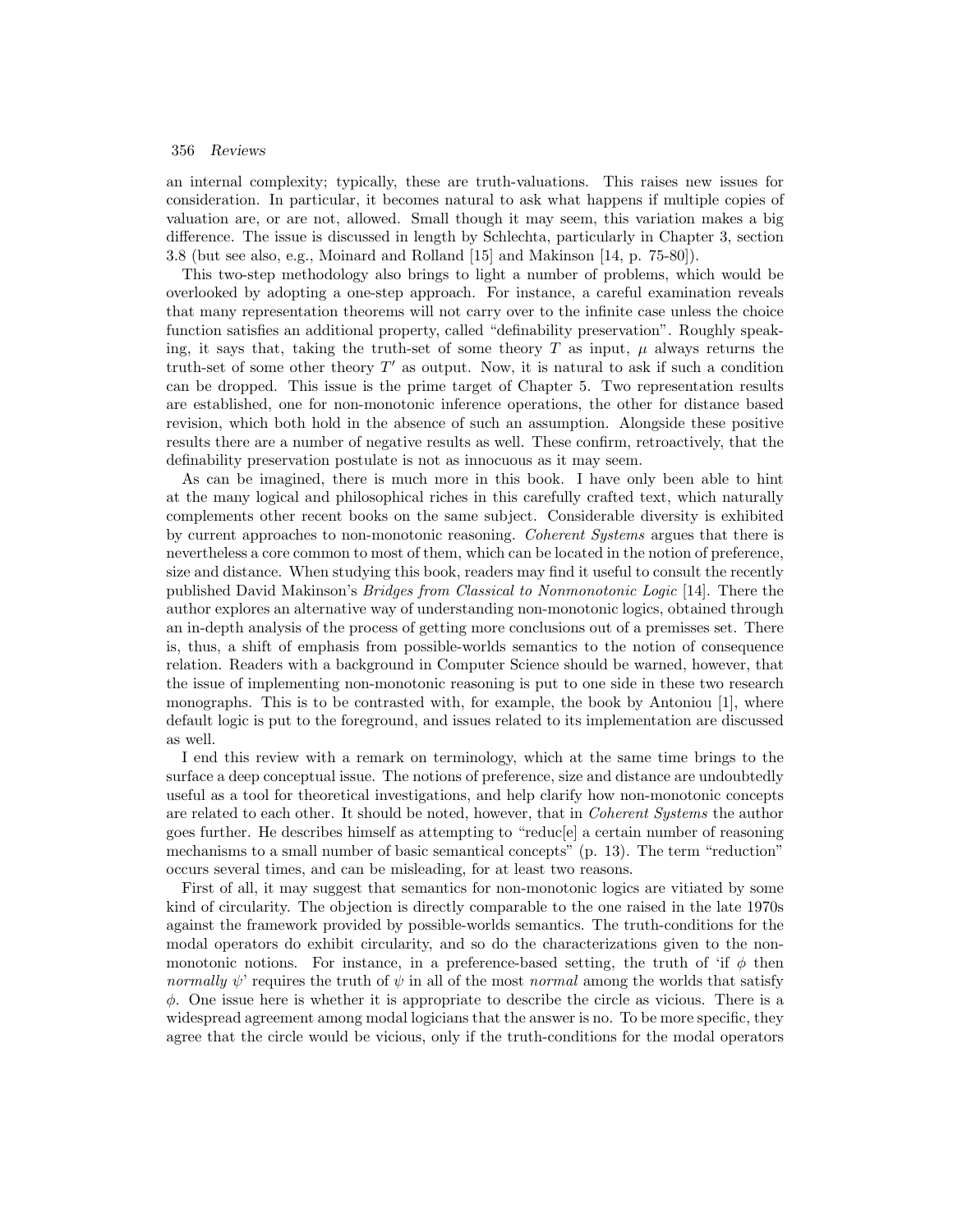an internal complexity; typically, these are truth-valuations. This raises new issues for consideration. In particular, it becomes natural to ask what happens if multiple copies of valuation are, or are not, allowed. Small though it may seem, this variation makes a big difference. The issue is discussed in length by Schlechta, particularly in Chapter 3, section 3.8 (but see also, e.g., Moinard and Rolland [15] and Makinson [14, p. 75-80]).

This two-step methodology also brings to light a number of problems, which would be overlooked by adopting a one-step approach. For instance, a careful examination reveals that many representation theorems will not carry over to the infinite case unless the choice function satisfies an additional property, called "definability preservation". Roughly speaking, it says that, taking the truth-set of some theory $T$ as input, $\mu$ always returns the truth-set of some other theory $T'$ as output. Now, it is natural to ask if such a condition can be dropped. This issue is the prime target of Chapter 5. Two representation results are established, one for non-monotonic inference operations, the other for distance based revision, which both hold in the absence of such an assumption. Alongside these positive results there are a number of negative results as well. These confirm, retroactively, that the definability preservation postulate is not as innocuous as it may seem.

As can be imagined, there is much more in this book. I have only been able to hint at the many logical and philosophical riches in this carefully crafted text, which naturally complements other recent books on the same subject. Considerable diversity is exhibited by current approaches to non-monotonic reasoning. *Coherent Systems* argues that there is nevertheless a core common to most of them, which can be located in the notion of preference, size and distance. When studying this book, readers may find it useful to consult the recently published David Makinson's *Bridges from Classical to Nonmonotonic Logic* [14]. There the author explores an alternative way of understanding non-monotonic logics, obtained through an in-depth analysis of the process of getting more conclusions out of a premisses set. There is, thus, a shift of emphasis from possible-worlds semantics to the notion of consequence relation. Readers with a background in Computer Science should be warned, however, that the issue of implementing non-monotonic reasoning is put to one side in these two research monographs. This is to be contrasted with, for example, the book by Antoniou [1], where default logic is put to the foreground, and issues related to its implementation are discussed as well.

I end this review with a remark on terminology, which at the same time brings to the surface a deep conceptual issue. The notions of preference, size and distance are undoubtedly useful as a tool for theoretical investigations, and help clarify how non-monotonic concepts are related to each other. It should be noted, however, that in *Coherent Systems* the author goes further. He describes himself as attempting to "reduc[e] a certain number of reasoning mechanisms to a small number of basic semantical concepts" (p. 13). The term "reduction" occurs several times, and can be misleading, for at least two reasons.

First of all, it may suggest that semantics for non-monotonic logics are vitiated by some kind of circularity. The objection is directly comparable to the one raised in the late 1970s against the framework provided by possible-worlds semantics. The truth-conditions for the modal operators do exhibit circularity, and so do the characterizations given to the non-monotonic notions. For instance, in a preference-based setting, the truth of 'if $\phi$ then *normally* $\psi$' requires the truth of $\psi$ in all of the most *normal* among the worlds that satisfy $\phi$. One issue here is whether it is appropriate to describe the circle as vicious. There is a widespread agreement among modal logicians that the answer is no. To be more specific, they agree that the circle would be vicious, only if the truth-conditions for the modal operators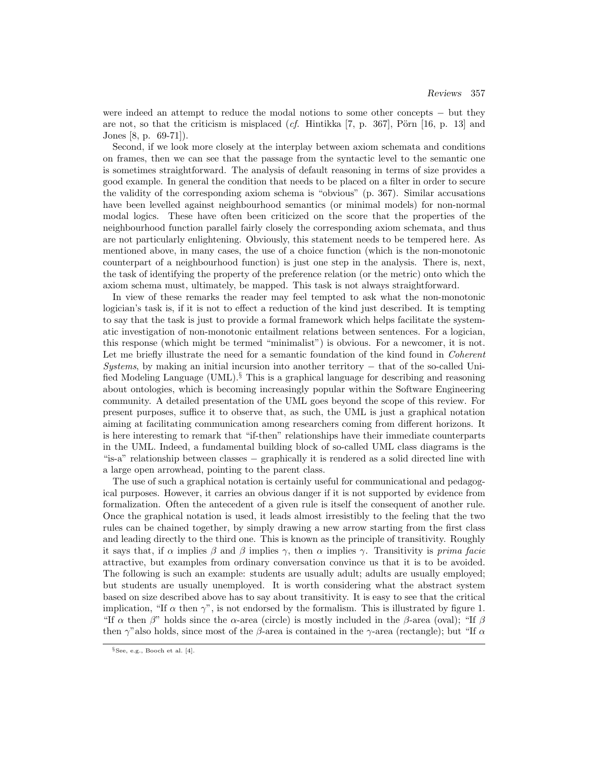were indeed an attempt to reduce the modal notions to some other concepts − but they are not, so that the criticism is misplaced (*cf.* Hintikka [7, p. 367], Pörn [16, p. 13] and Jones [8, p. 69-71]).

Second, if we look more closely at the interplay between axiom schemata and conditions on frames, then we can see that the passage from the syntactic level to the semantic one is sometimes straightforward. The analysis of default reasoning in terms of size provides a good example. In general the condition that needs to be placed on a filter in order to secure the validity of the corresponding axiom schema is "obvious" (p. 367). Similar accusations have been levelled against neighbourhood semantics (or minimal models) for non-normal modal logics. These have often been criticized on the score that the properties of the neighbourhood function parallel fairly closely the corresponding axiom schemata, and thus are not particularly enlightening. Obviously, this statement needs to be tempered here. As mentioned above, in many cases, the use of a choice function (which is the non-monotonic counterpart of a neighbourhood function) is just one step in the analysis. There is, next, the task of identifying the property of the preference relation (or the metric) onto which the axiom schema must, ultimately, be mapped. This task is not always straightforward.

In view of these remarks the reader may feel tempted to ask what the non-monotonic logician's task is, if it is not to effect a reduction of the kind just described. It is tempting to say that the task is just to provide a formal framework which helps facilitate the systematic investigation of non-monotonic entailment relations between sentences. For a logician, this response (which might be termed "minimalist") is obvious. For a newcomer, it is not. Let me briefly illustrate the need for a semantic foundation of the kind found in *Coherent Systems*, by making an initial incursion into another territory − that of the so-called Unified Modeling Language (UML).[§] This is a graphical language for describing and reasoning about ontologies, which is becoming increasingly popular within the Software Engineering community. A detailed presentation of the UML goes beyond the scope of this review. For present purposes, suffice it to observe that, as such, the UML is just a graphical notation aiming at facilitating communication among researchers coming from different horizons. It is here interesting to remark that "if-then" relationships have their immediate counterparts in the UML. Indeed, a fundamental building block of so-called UML class diagrams is the "is-a" relationship between classes − graphically it is rendered as a solid directed line with a large open arrowhead, pointing to the parent class.

The use of such a graphical notation is certainly useful for communicational and pedagogical purposes. However, it carries an obvious danger if it is not supported by evidence from formalization. Often the antecedent of a given rule is itself the consequent of another rule. Once the graphical notation is used, it leads almost irresistibly to the feeling that the two rules can be chained together, by simply drawing a new arrow starting from the first class and leading directly to the third one. This is known as the principle of transitivity. Roughly it says that, if $\alpha$ implies $\beta$ and $\beta$ implies $\gamma$, then $\alpha$ implies $\gamma$. Transitivity is *prima facie* attractive, but examples from ordinary conversation convince us that it is to be avoided. The following is such an example: students are usually adult; adults are usually employed; but students are usually unemployed. It is worth considering what the abstract system based on size described above has to say about transitivity. It is easy to see that the critical implication, "If $\alpha$ then $\gamma$", is not endorsed by the formalism. This is illustrated by figure 1. "If $\alpha$ then $\beta$" holds since the $\alpha$-area (circle) is mostly included in the $\beta$-area (oval); "If $\beta$ then $\gamma$" also holds, since most of the $\beta$-area is contained in the $\gamma$-area (rectangle); but "If $\alpha$

[§] See, e.g., Booch et al. [4].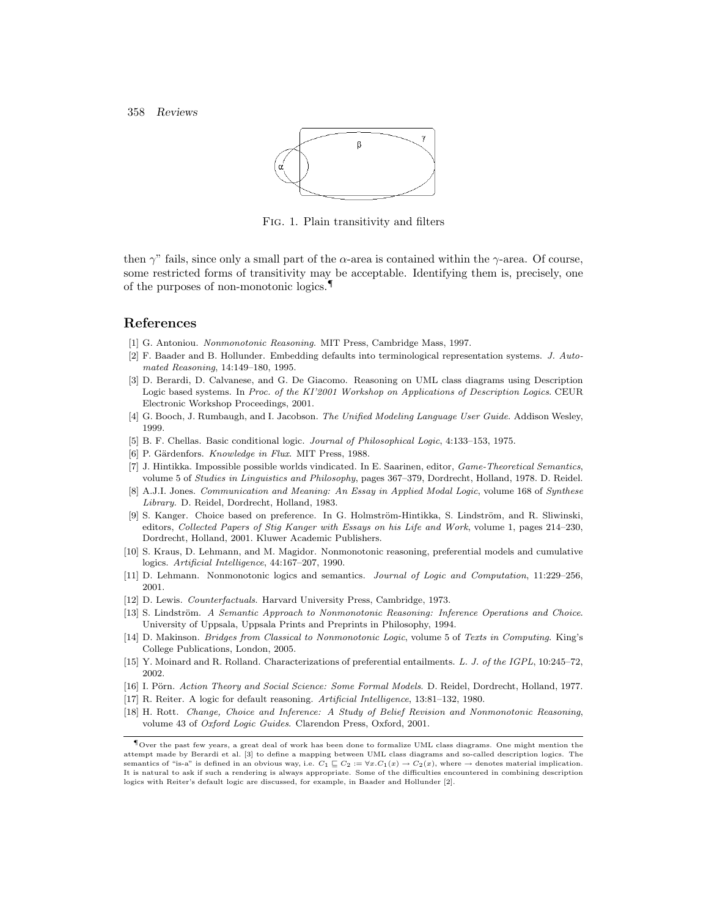FIG. 1. Plain transitivity and filters

then $\gamma$" fails, since only a small part of the $\alpha$-area is contained within the $\gamma$-area. Of course, some restricted forms of transitivity may be acceptable. Identifying them is, precisely, one of the purposes of non-monotonic logics.¶

## References

[1] G. Antoniou. *Nonmonotonic Reasoning*. MIT Press, Cambridge Mass, 1997.

[2] F. Baader and B. Hollunder. Embedding defaults into terminological representation systems. *J. Automated Reasoning*, 14:149–180, 1995.

[3] D. Berardi, D. Calvanese, and G. De Giacomo. Reasoning on UML class diagrams using Description Logic based systems. In *Proc. of the KI'2001 Workshop on Applications of Description Logics*. CEUR Electronic Workshop Proceedings, 2001.

[4] G. Booch, J. Rumbaugh, and I. Jacobson. *The Unified Modeling Language User Guide*. Addison Wesley, 1999.

[5] B. F. Chellas. Basic conditional logic. *Journal of Philosophical Logic*, 4:133–153, 1975.

[6] P. Gärdenfors. *Knowledge in Flux*. MIT Press, 1988.

[7] J. Hintikka. Impossible possible worlds vindicated. In E. Saarinen, editor, *Game-Theoretical Semantics*, volume 5 of *Studies in Linguistics and Philosophy*, pages 367–379, Dordrecht, Holland, 1978. D. Reidel.

[8] A.J.I. Jones. *Communication and Meaning: An Essay in Applied Modal Logic*, volume 168 of *Synthese Library*. D. Reidel, Dordrecht, Holland, 1983.

[9] S. Kanger. Choice based on preference. In G. Holmström-Hintikka, S. Lindström, and R. Sliwinski, editors, *Collected Papers of Stig Kanger with Essays on his Life and Work*, volume 1, pages 214–230, Dordrecht, Holland, 2001. Kluwer Academic Publishers.

[10] S. Kraus, D. Lehmann, and M. Magidor. Nonmonotonic reasoning, preferential models and cumulative logics. *Artificial Intelligence*, 44:167–207, 1990.

[11] D. Lehmann. Nonmonotonic logics and semantics. *Journal of Logic and Computation*, 11:229–256, 2001.

[12] D. Lewis. *Counterfactuals*. Harvard University Press, Cambridge, 1973.

[13] S. Lindström. *A Semantic Approach to Nonmonotonic Reasoning: Inference Operations and Choice*. University of Uppsala, Uppsala Prints and Preprints in Philosophy, 1994.

[14] D. Makinson. *Bridges from Classical to Nonmonotonic Logic*, volume 5 of *Texts in Computing*. King's College Publications, London, 2005.

[15] Y. Moinard and R. Rolland. Characterizations of preferential entailments. *L. J. of the IGPL*, 10:245–72, 2002.

[16] I. Pörn. *Action Theory and Social Science: Some Formal Models*. D. Reidel, Dordrecht, Holland, 1977.

[17] R. Reiter. A logic for default reasoning. *Artificial Intelligence*, 13:81–132, 1980.

[18] H. Rott. *Change, Choice and Inference: A Study of Belief Revision and Nonmonotonic Reasoning*, volume 43 of *Oxford Logic Guides*. Clarendon Press, Oxford, 2001.

¶Over the past few years, a great deal of work has been done to formalize UML class diagrams. One might mention the attempt made by Berardi et al. [3] to define a mapping between UML class diagrams and so-called description logics. The semantics of "is-a" is defined in an obvious way, i.e. $C_1 \sqsubseteq C_2 := \forall x.C_1(x) \rightarrow C_2(x)$, where $\rightarrow$ denotes material implication. It is natural to ask if such a rendering is always appropriate. Some of the difficulties encountered in combining description logics with Reiter's default logic are discussed, for example, in Baader and Hollunder [2].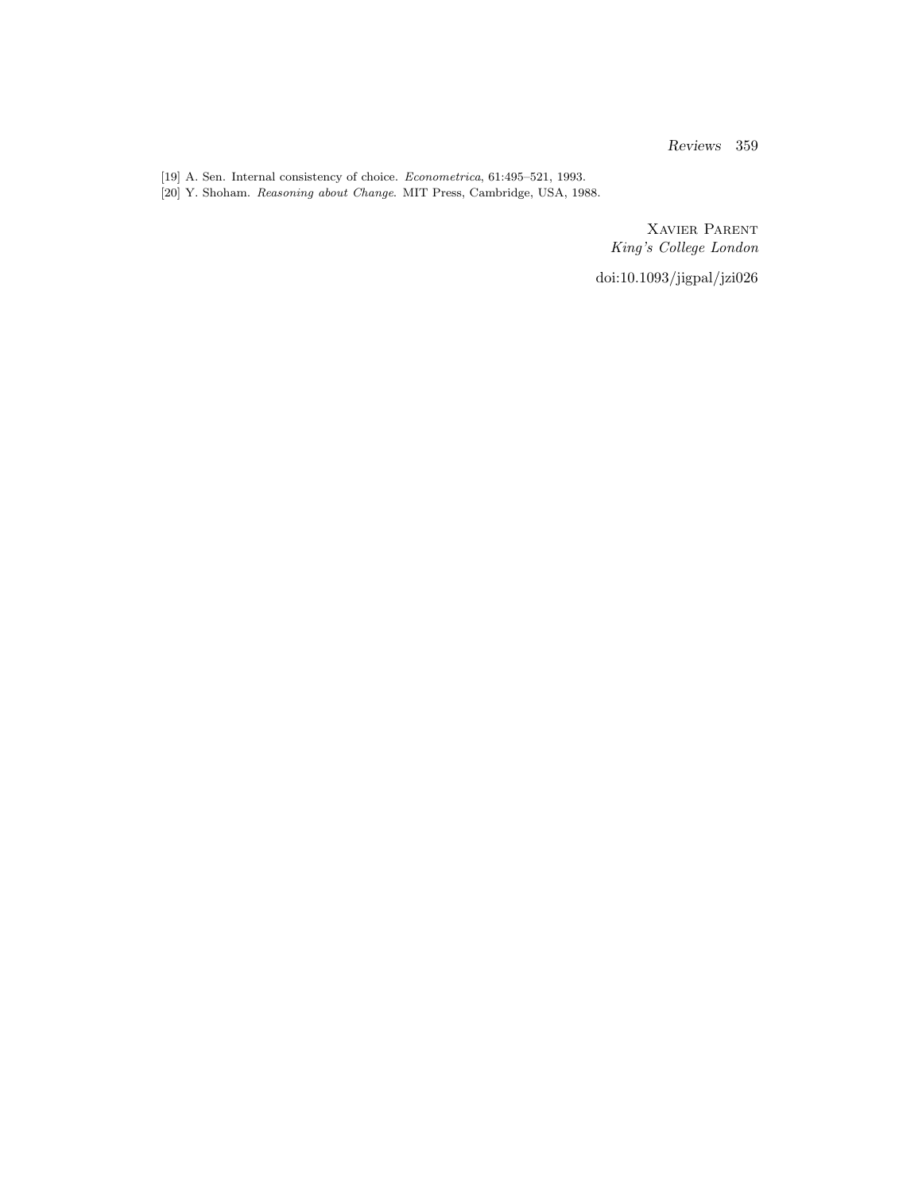[19] A. Sen. Internal consistency of choice. *Econometrica*, 61:495–521, 1993.

[20] Y. Shoham. *Reasoning about Change*. MIT Press, Cambridge, USA, 1988.

Xavier Parent
*King's College London*

doi:10.1093/jigpal/jzi026